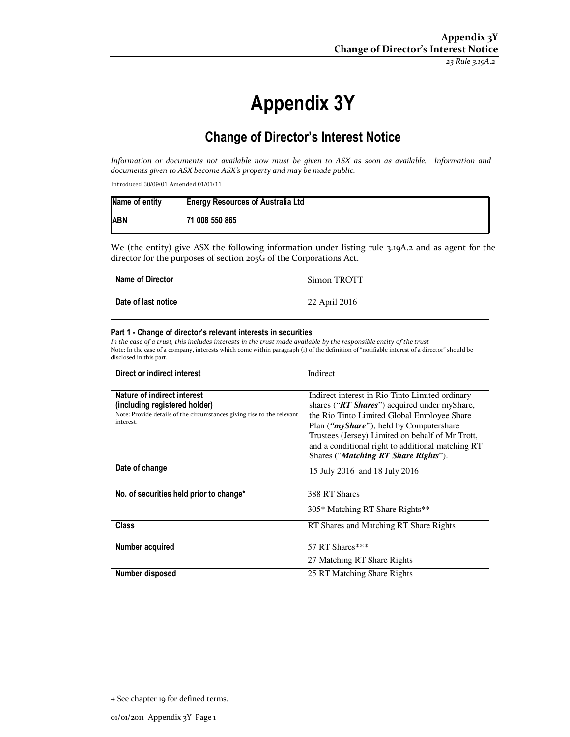# Appendix 3Y

## Change of Director's Interest Notice

*Information or documents not available now must be given to ASX as soon as available. Information and documents given to ASX become ASX's property and may be made public.*

Introduced 30/09/01 Amended 01/01/11

| Name of entity | Energy Resources of Australia Ltd |
|---|---|
| ABN | 71 008 550 865 |

We (the entity) give ASX the following information under listing rule 3.19A.2 and as agent for the director for the purposes of section 205G of the Corporations Act.

| Name of Director | Simon TROTT |
|---|---|
| Date of last notice | 22 April 2016 |

#### Part 1 - Change of director's relevant interests in securities

*In the case of a trust, this includes interests in the trust made available by the responsible entity of the trust*

Note: In the case of a company, interests which come within paragraph (i) of the definition of "notifiable interest of a director" should be disclosed in this part.

| Direct or indirect interest | Indirect |
|---|---|
| **Nature of indirect interest (including registered holder)**<br>Note: Provide details of the circumstances giving rise to the relevant interest. | Indirect interest in Rio Tinto Limited ordinary shares ("***RT Shares***") acquired under myShare, the Rio Tinto Limited Global Employee Share Plan (***"myShare"***), held by Computershare Trustees (Jersey) Limited on behalf of Mr Trott, and a conditional right to additional matching RT Shares ("***Matching RT Share Rights***"). |
| **Date of change** | 15 July 2016 and 18 July 2016 |
| **No. of securities held prior to change*** | 388 RT Shares<br>305* Matching RT Share Rights** |
| **Class** | RT Shares and Matching RT Share Rights |
| **Number acquired** | 57 RT Shares***<br>27 Matching RT Share Rights |
| **Number disposed** | 25 RT Matching Share Rights |

+ See chapter 19 for defined terms.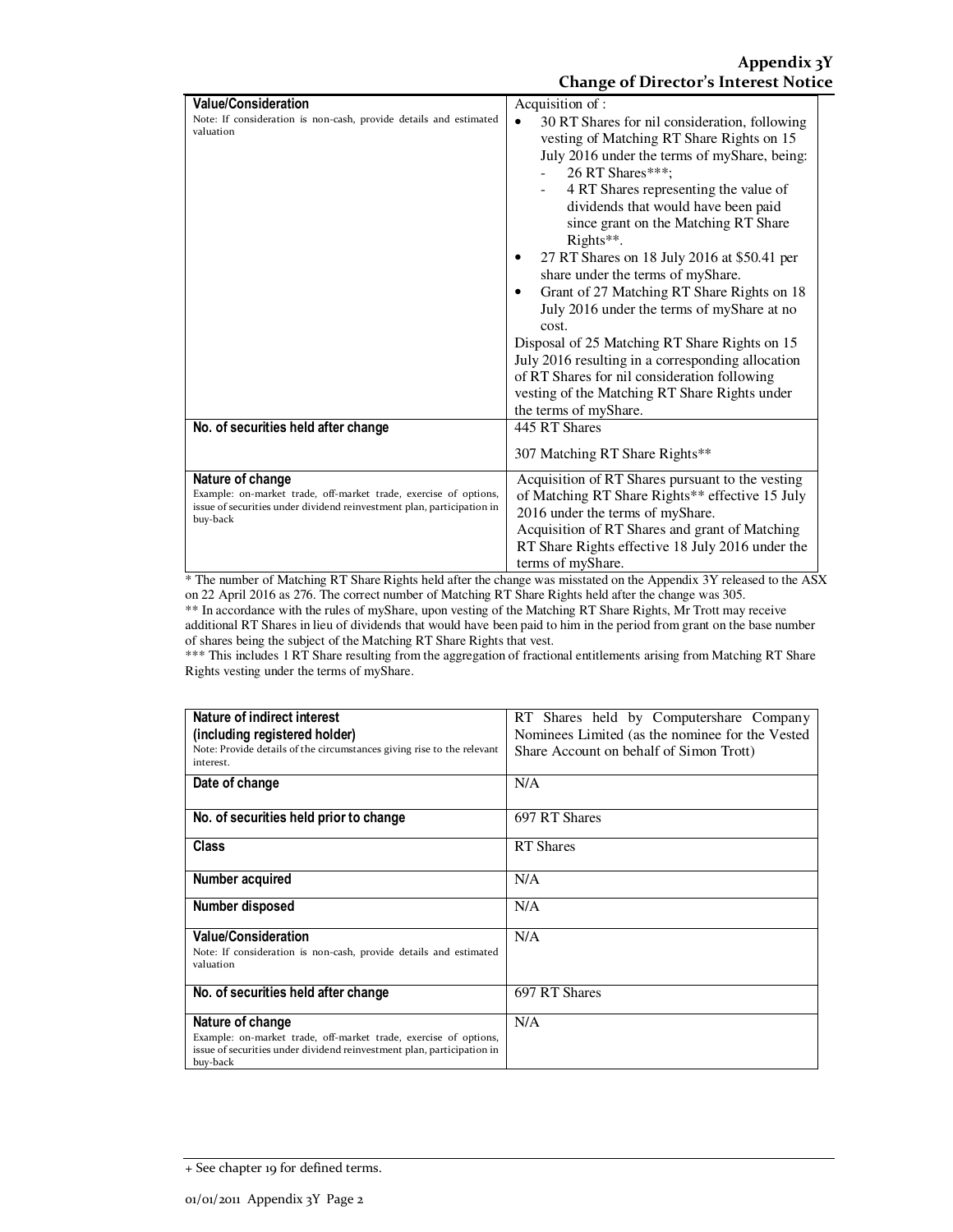| Value/Consideration<br>Note: If consideration is non-cash, provide details and estimated valuation | Acquisition of :<br>• 30 RT Shares for nil consideration, following vesting of Matching RT Share Rights on 15 July 2016 under the terms of myShare, being:<br>&nbsp;&nbsp;- 26 RT Shares***;<br>&nbsp;&nbsp;- 4 RT Shares representing the value of dividends that would have been paid since grant on the Matching RT Share Rights**.<br>• 27 RT Shares on 18 July 2016 at $50.41 per share under the terms of myShare.<br>• Grant of 27 Matching RT Share Rights on 18 July 2016 under the terms of myShare at no cost.<br>Disposal of 25 Matching RT Share Rights on 15 July 2016 resulting in a corresponding allocation of RT Shares for nil consideration following vesting of the Matching RT Share Rights under the terms of myShare. |
|---|---|
| No. of securities held after change | 445 RT Shares<br><br>307 Matching RT Share Rights** |
| Nature of change<br>Example: on-market trade, off-market trade, exercise of options, issue of securities under dividend reinvestment plan, participation in buy-back | Acquisition of RT Shares pursuant to the vesting of Matching RT Share Rights** effective 15 July 2016 under the terms of myShare.<br>Acquisition of RT Shares and grant of Matching RT Share Rights effective 18 July 2016 under the terms of myShare. |

* The number of Matching RT Share Rights held after the change was misstated on the Appendix 3Y released to the ASX on 22 April 2016 as 276. The correct number of Matching RT Share Rights held after the change was 305.

** In accordance with the rules of myShare, upon vesting of the Matching RT Share Rights, Mr Trott may receive additional RT Shares in lieu of dividends that would have been paid to him in the period from grant on the base number of shares being the subject of the Matching RT Share Rights that vest.

*** This includes 1 RT Share resulting from the aggregation of fractional entitlements arising from Matching RT Share Rights vesting under the terms of myShare.

| Nature of indirect interest<br>(including registered holder)<br>Note: Provide details of the circumstances giving rise to the relevant interest. | RT Shares held by Computershare Company Nominees Limited (as the nominee for the Vested Share Account on behalf of Simon Trott) |
|---|---|
| Date of change | N/A |
| No. of securities held prior to change | 697 RT Shares |
| Class | RT Shares |
| Number acquired | N/A |
| Number disposed | N/A |
| Value/Consideration<br>Note: If consideration is non-cash, provide details and estimated valuation | N/A |
| No. of securities held after change | 697 RT Shares |
| Nature of change<br>Example: on-market trade, off-market trade, exercise of options, issue of securities under dividend reinvestment plan, participation in buy-back | N/A |

+ See chapter 19 for defined terms.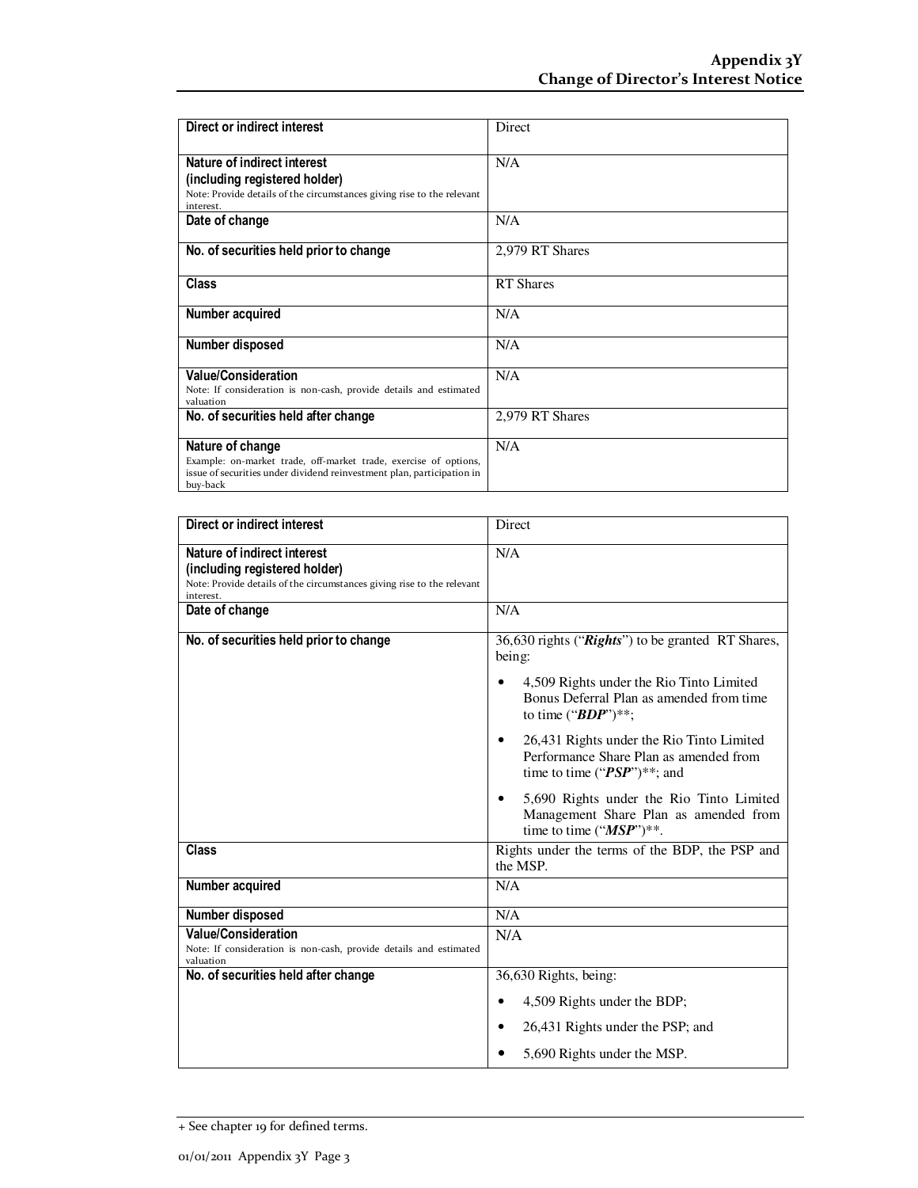| Direct or indirect interest | Direct |
|---|---|
| **Nature of indirect interest (including registered holder)** Note: Provide details of the circumstances giving rise to the relevant interest. | N/A |
| **Date of change** | N/A |
| **No. of securities held prior to change** | 2,979 RT Shares |
| **Class** | RT Shares |
| **Number acquired** | N/A |
| **Number disposed** | N/A |
| **Value/Consideration** Note: If consideration is non-cash, provide details and estimated valuation | N/A |
| **No. of securities held after change** | 2,979 RT Shares |
| **Nature of change** Example: on-market trade, off-market trade, exercise of options, issue of securities under dividend reinvestment plan, participation in buy-back | N/A |

| Direct or indirect interest | Direct |
|---|---|
| **Nature of indirect interest (including registered holder)** Note: Provide details of the circumstances giving rise to the relevant interest. | N/A |
| **Date of change** | N/A |
| **No. of securities held prior to change** | 36,630 rights ("***Rights***") to be granted RT Shares, being: <br>• 4,509 Rights under the Rio Tinto Limited Bonus Deferral Plan as amended from time to time ("***BDP***")**; <br>• 26,431 Rights under the Rio Tinto Limited Performance Share Plan as amended from time to time ("***PSP***")**; and <br>• 5,690 Rights under the Rio Tinto Limited Management Share Plan as amended from time to time ("***MSP***")**. |
| **Class** | Rights under the terms of the BDP, the PSP and the MSP. |
| **Number acquired** | N/A |
| **Number disposed** | N/A |
| **Value/Consideration** Note: If consideration is non-cash, provide details and estimated valuation | N/A |
| **No. of securities held after change** | 36,630 Rights, being: <br>• 4,509 Rights under the BDP; <br>• 26,431 Rights under the PSP; and <br>• 5,690 Rights under the MSP. |

+ See chapter 19 for defined terms.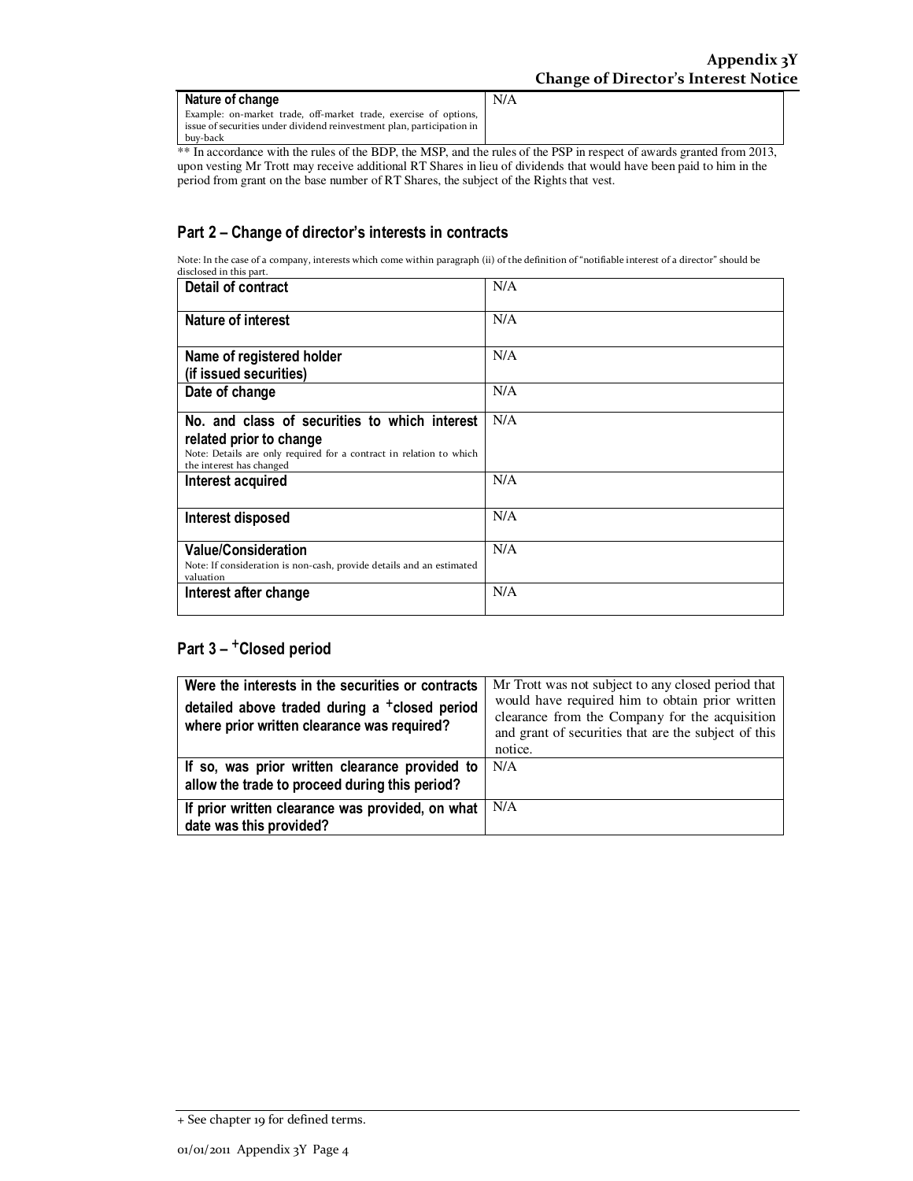| | |
|---|---|
| **Nature of change**<br>Example: on-market trade, off-market trade, exercise of options, issue of securities under dividend reinvestment plan, participation in buy-back | N/A |

** In accordance with the rules of the BDP, the MSP, and the rules of the PSP in respect of awards granted from 2013, upon vesting Mr Trott may receive additional RT Shares in lieu of dividends that would have been paid to him in the period from grant on the base number of RT Shares, the subject of the Rights that vest.

## Part 2 – Change of director's interests in contracts

Note: In the case of a company, interests which come within paragraph (ii) of the definition of "notifiable interest of a director" should be disclosed in this part.

| | |
|---|---|
| **Detail of contract** | N/A |
| **Nature of interest** | N/A |
| **Name of registered holder (if issued securities)** | N/A |
| **Date of change** | N/A |
| **No. and class of securities to which interest related prior to change**<br>Note: Details are only required for a contract in relation to which the interest has changed | N/A |
| **Interest acquired** | N/A |
| **Interest disposed** | N/A |
| **Value/Consideration**<br>Note: If consideration is non-cash, provide details and an estimated valuation | N/A |
| **Interest after change** | N/A |

## Part 3 – +Closed period

| | |
|---|---|
| **Were the interests in the securities or contracts detailed above traded during a +closed period where prior written clearance was required?** | Mr Trott was not subject to any closed period that would have required him to obtain prior written clearance from the Company for the acquisition and grant of securities that are the subject of this notice. |
| **If so, was prior written clearance provided to allow the trade to proceed during this period?** | N/A |
| **If prior written clearance was provided, on what date was this provided?** | N/A |

+ See chapter 19 for defined terms.